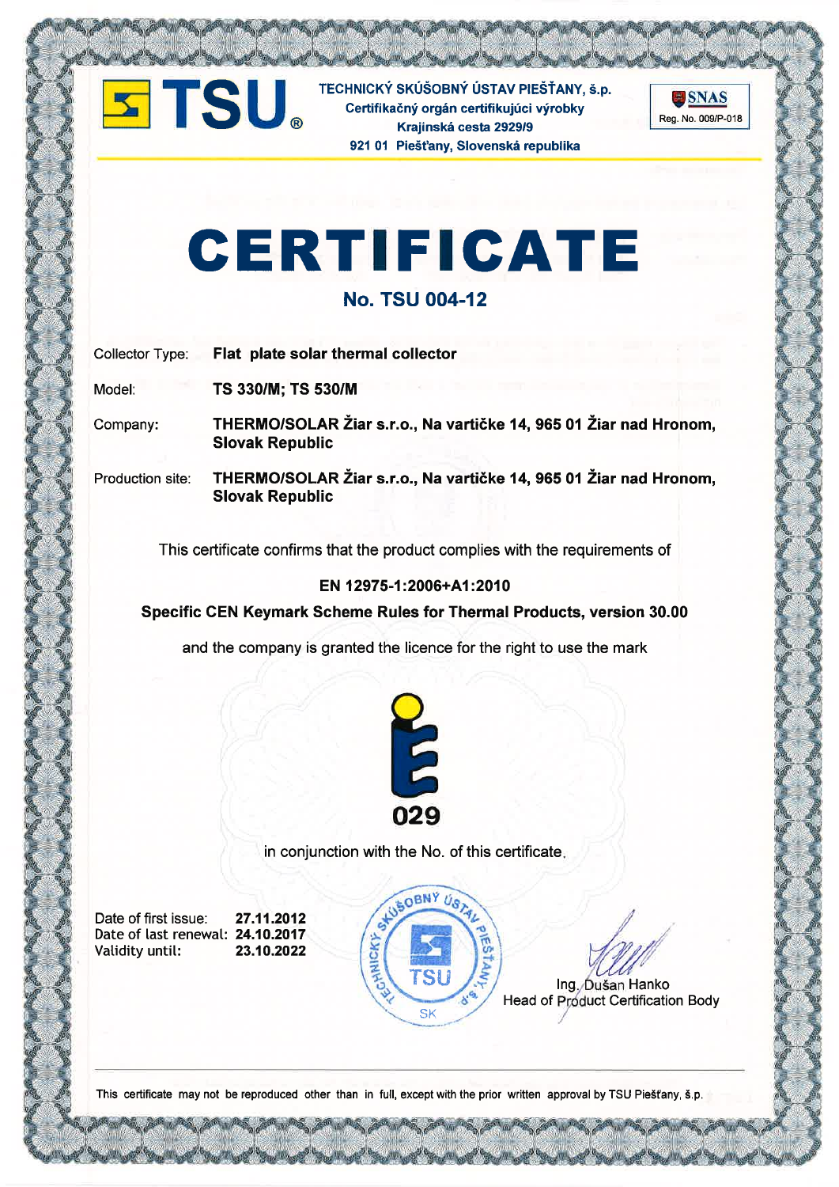TSU

**TECHNICKÝ SKÚŠOBNÝ ÚSTAV PIEŠŤANY, š.p.**
**Certifikačný orgán certifikujúci výrobky**
**Krajinská cesta 2929/9**
**921 01 Piešťany, Slovenská republika**

SNAS
Reg. No. 009/P-018

# CERTIFICATE

## No. TSU 004-12

| | |
|---|---|
| Collector Type: | **Flat plate solar thermal collector** |
| Model: | **TS 330/M; TS 530/M** |
| Company: | **THERMO/SOLAR Žiar s.r.o., Na vartičke 14, 965 01 Žiar nad Hronom, Slovak Republic** |
| Production site: | **THERMO/SOLAR Žiar s.r.o., Na vartičke 14, 965 01 Žiar nad Hronom, Slovak Republic** |

This certificate confirms that the product complies with the requirements of

**EN 12975-1:2006+A1:2010**

**Specific CEN Keymark Scheme Rules for Thermal Products, version 30.00**

and the company is granted the licence for the right to use the mark

**029**

in conjunction with the No. of this certificate.

| | |
|---|---|
| Date of first issue: | **27.11.2012** |
| Date of last renewal: | **24.10.2017** |
| Validity until: | **23.10.2022** |

TECHNICKÝ SKÚŠOBNÝ ÚSTAV PIEŠŤANY, š.p. TSU SK

Ing. Dušan Hanko
Head of Product Certification Body

This certificate may not be reproduced other than in full, except with the prior written approval by TSU Piešťany, š.p.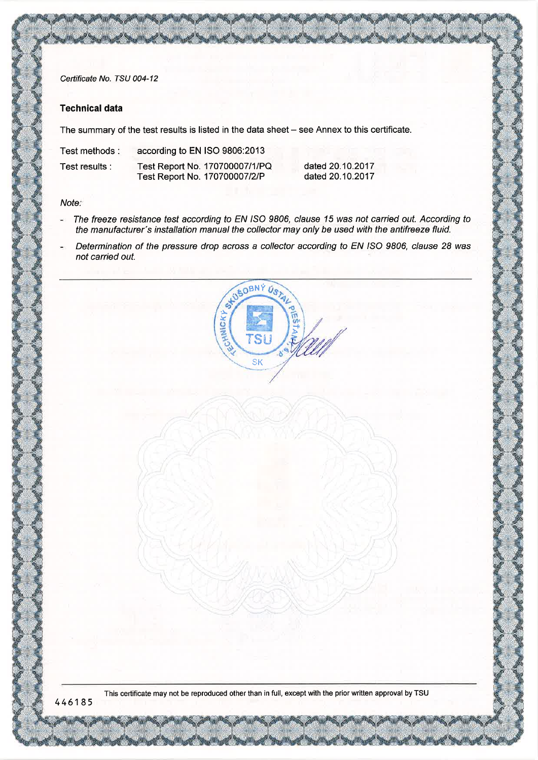*Certificate No. TSU 004-12*

## Technical data

The summary of the test results is listed in the data sheet – see Annex to this certificate.

| | | |
|---|---|---|
| Test methods : | according to EN ISO 9806:2013 | |
| Test results : | Test Report No. 170700007/1/PQ | dated 20.10.2017 |
| | Test Report No. 170700007/2/P | dated 20.10.2017 |

*Note:*

- *The freeze resistance test according to EN ISO 9806, clause 15 was not carried out. According to the manufacturer's installation manual the collector may only be used with the antifreeze fluid.*
- *Determination of the pressure drop across a collector according to EN ISO 9806, clause 28 was not carried out.*

TECHNICKÝ SKÚŠOBNÝ ÚSTAV PIEŠŤANY, š.p.
TSU
SK

446185

This certificate may not be reproduced other than in full, except with the prior written approval by TSU